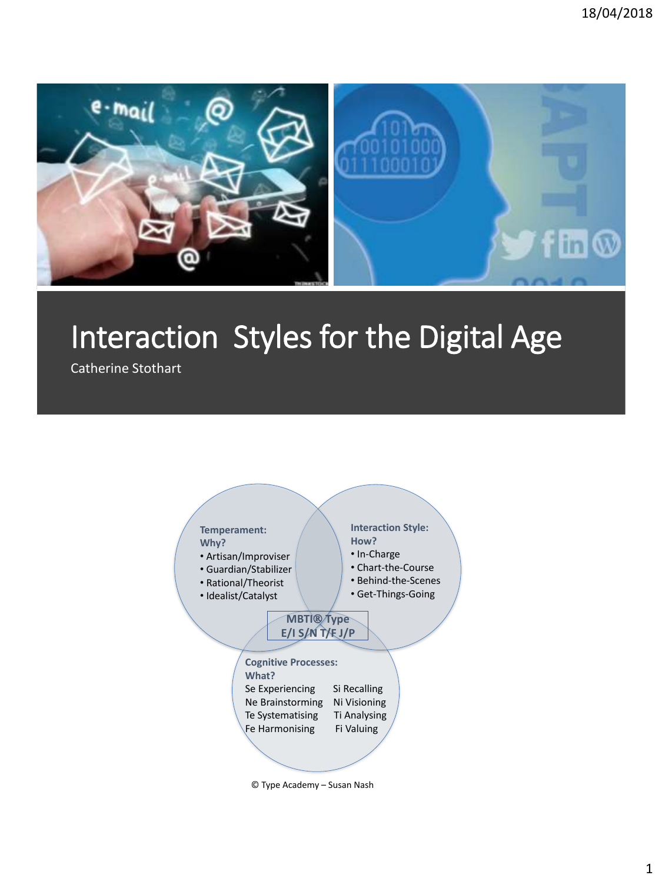# Interaction Styles for the Digital Age

Catherine Stothart

**Temperament:**
**Why?**
- Artisan/Improviser
- Guardian/Stabilizer
- Rational/Theorist
- Idealist/Catalyst

**Interaction Style:**
**How?**
- In-Charge
- Chart-the-Course
- Behind-the-Scenes
- Get-Things-Going

**MBTI® Type**
**E/I S/N T/F J/P**

**Cognitive Processes:**
**What?**

Se Experiencing
Ne Brainstorming
Te Systematising
Fe Harmonising
Si Recalling
Ni Visioning
Ti Analysing
Fi Valuing

© Type Academy – Susan Nash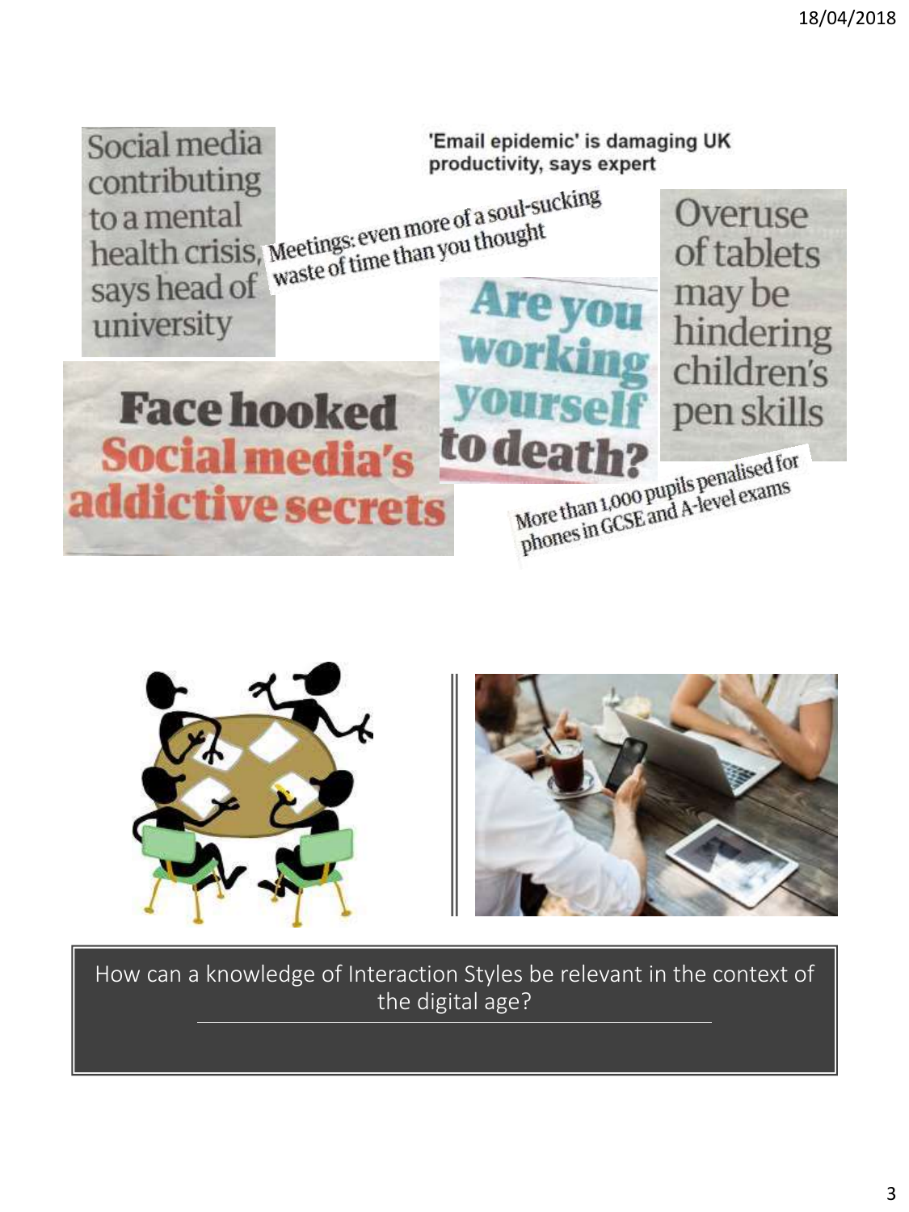Social media contributing to a mental health crisis, says head of university

'Email epidemic' is damaging UK productivity, says expert

Meetings: even more of a soul-sucking waste of time than you thought

Overuse of tablets may be hindering children's pen skills

Are you working yourself to death?

**Face hooked**
**Social media's addictive secrets**

More than 1,000 pupils penalised for phones in GCSE and A-level exams

How can a knowledge of Interaction Styles be relevant in the context of the digital age?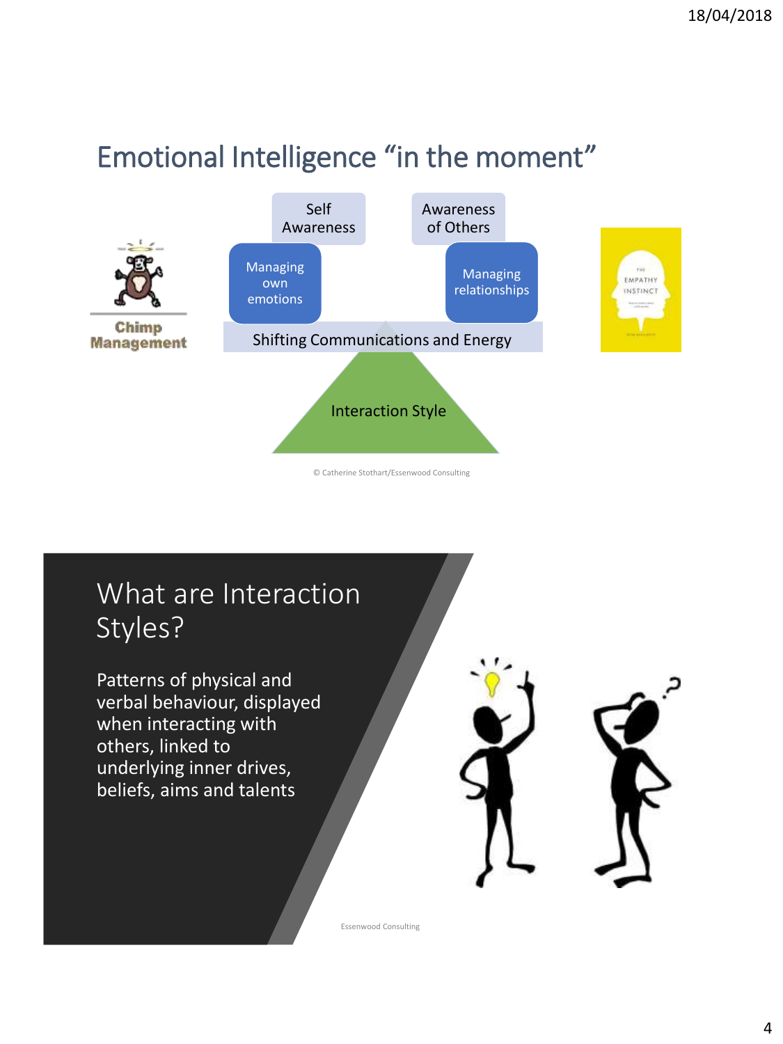## Emotional Intelligence "in the moment"

Self Awareness

Awareness of Others

Chimp Management

Managing own emotions

Managing relationships

Shifting Communications and Energy

Interaction Style

© Catherine Stothart/Essenwood Consulting

## What are Interaction Styles?

Patterns of physical and verbal behaviour, displayed when interacting with others, linked to underlying inner drives, beliefs, aims and talents

Essenwood Consulting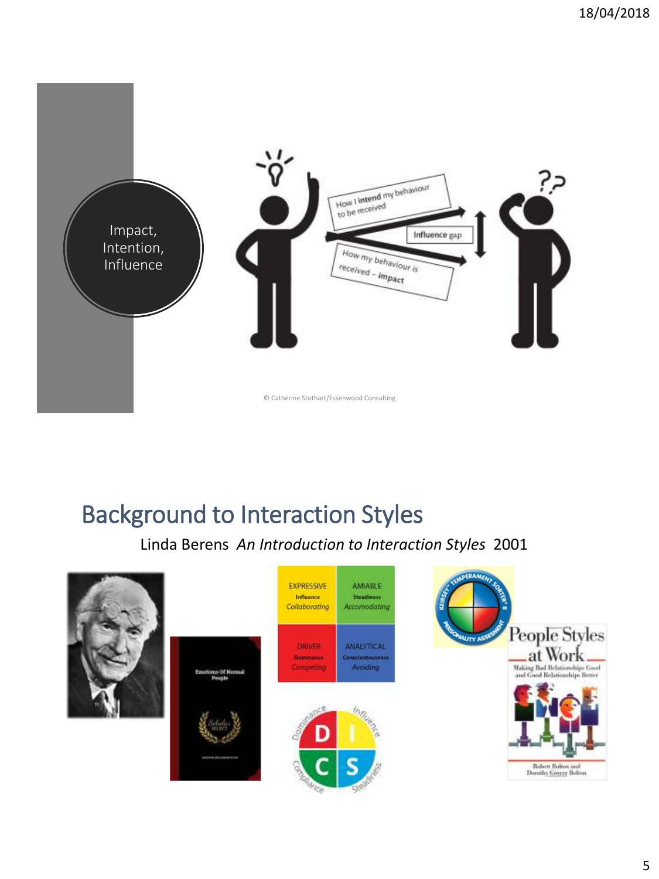Impact, Intention, Influence

How I **intend** my behaviour to be received

**Influence** gap

How my behaviour is received – **impact**

© Catherine Stothart/Essenwood Consulting

## Background to Interaction Styles

Linda Berens *An Introduction to Interaction Styles* 2001

Emotions Of Normal People

| EXPRESSIVE<br>Influence<br>*Collaborating* | AMIABLE<br>Steadiness<br>*Accomodating* |
| --- | --- |
| DRIVER<br>Dominance<br>*Competing* | ANALYTICAL<br>Conscientousness<br>*Avoiding* |

Dominance Influence Compliance Steadiness

D I C S

Keirsey Temperament Sorter II Personality Assessment

People Styles at Work

Making Bad Relationships Good and Good Relationships Better

Robert Bolton and Dorothy Grover Bolton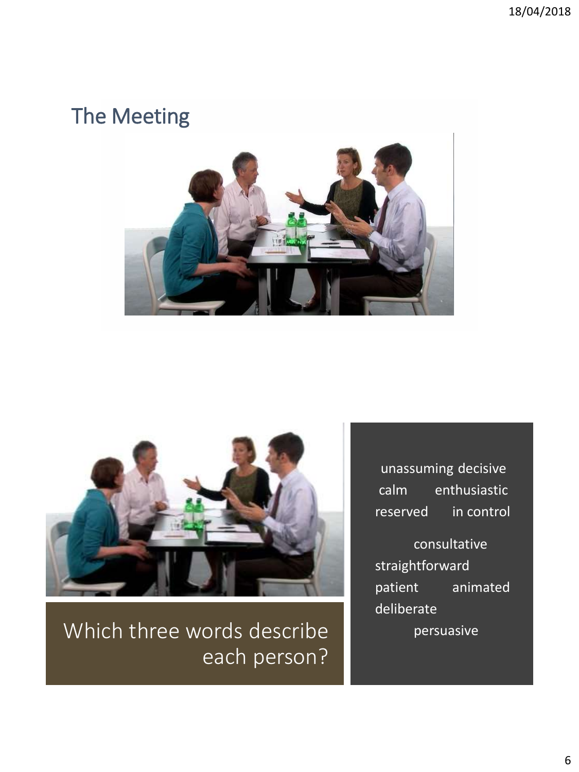## The Meeting

Which three words describe each person?

unassuming decisive
calm enthusiastic
reserved in control

consultative
straightforward
patient animated
deliberate
persuasive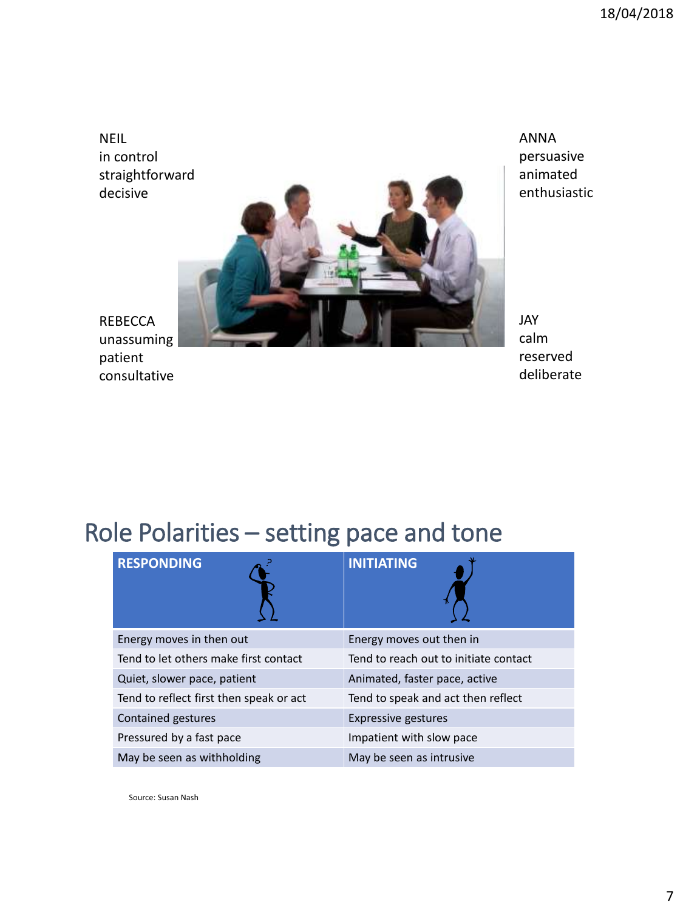NEIL
in control
straightforward
decisive

ANNA
persuasive
animated
enthusiastic

REBECCA
unassuming
patient
consultative

JAY
calm
reserved
deliberate

# Role Polarities – setting pace and tone

| RESPONDING | INITIATING |
|---|---|
| Energy moves in then out | Energy moves out then in |
| Tend to let others make first contact | Tend to reach out to initiate contact |
| Quiet, slower pace, patient | Animated, faster pace, active |
| Tend to reflect first then speak or act | Tend to speak and act then reflect |
| Contained gestures | Expressive gestures |
| Pressured by a fast pace | Impatient with slow pace |
| May be seen as withholding | May be seen as intrusive |

Source: Susan Nash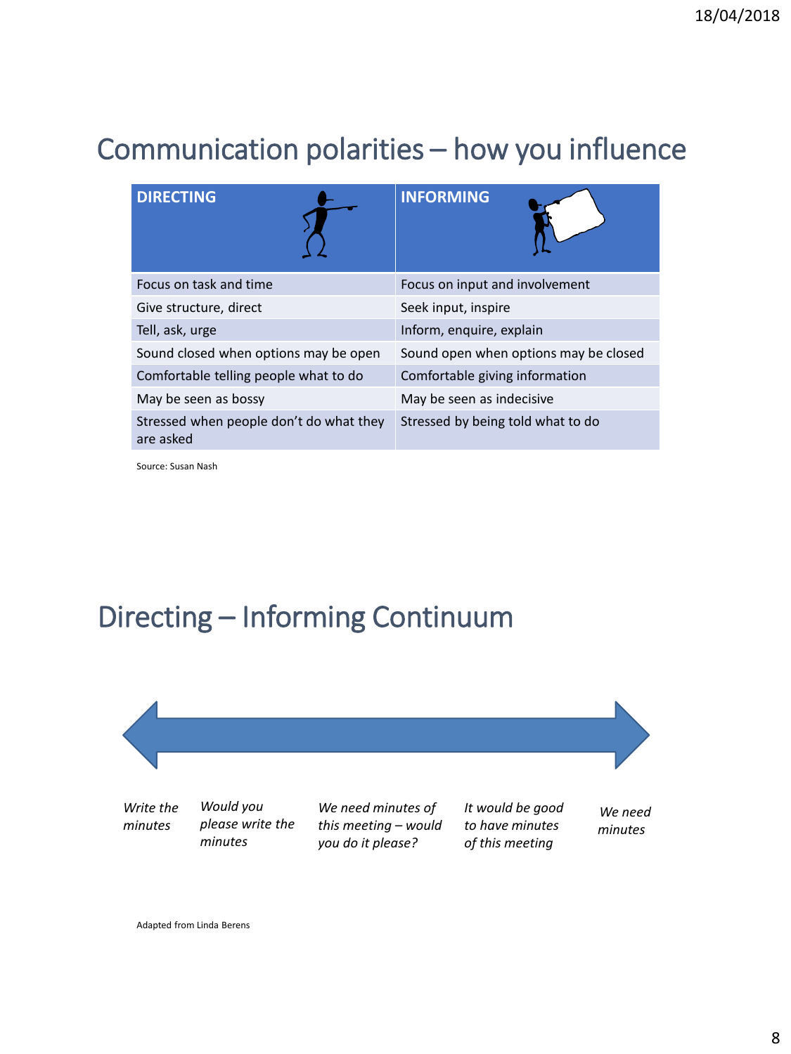## Communication polarities – how you influence

| DIRECTING | INFORMING |
|---|---|
| Focus on task and time | Focus on input and involvement |
| Give structure, direct | Seek input, inspire |
| Tell, ask, urge | Inform, enquire, explain |
| Sound closed when options may be open | Sound open when options may be closed |
| Comfortable telling people what to do | Comfortable giving information |
| May be seen as bossy | May be seen as indecisive |
| Stressed when people don't do what they are asked | Stressed by being told what to do |

Source: Susan Nash

## Directing – Informing Continuum

*Write the minutes* | *Would you please write the minutes* | *We need minutes of this meeting – would you do it please?* | *It would be good to have minutes of this meeting* | *We need minutes*

Adapted from Linda Berens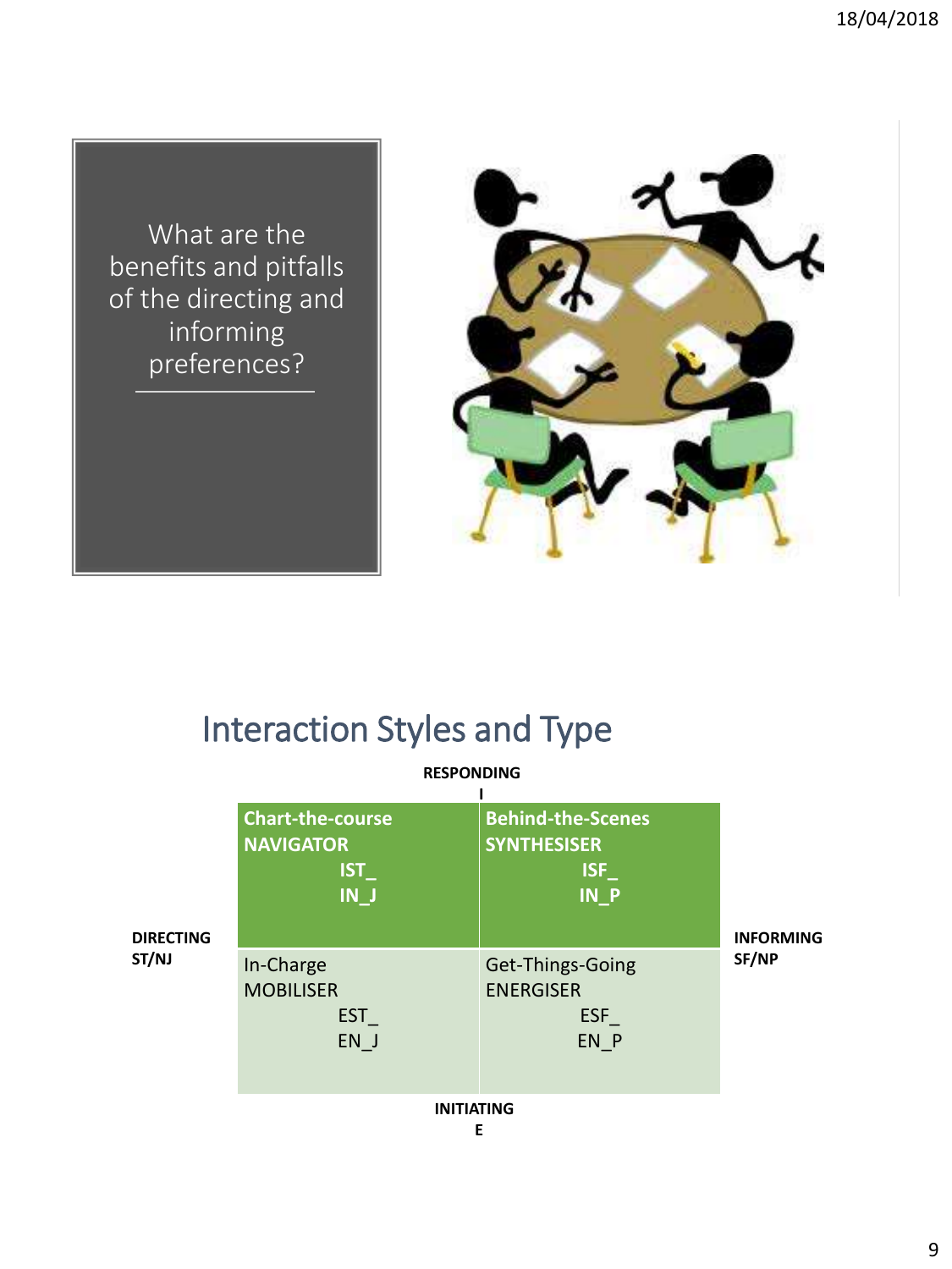What are the benefits and pitfalls of the directing and informing preferences?

## Interaction Styles and Type

**RESPONDING**
**I**

| DIRECTING ST/NJ | | | INFORMING SF/NP |
|---|---|---|---|
| | **Chart-the-course NAVIGATOR** IST_ IN_J | **Behind-the-Scenes SYNTHESISER** ISF_ IN_P | |
| | In-Charge MOBILISER EST_ EN_J | Get-Things-Going ENERGISER ESF_ EN_P | |

**INITIATING**
**E**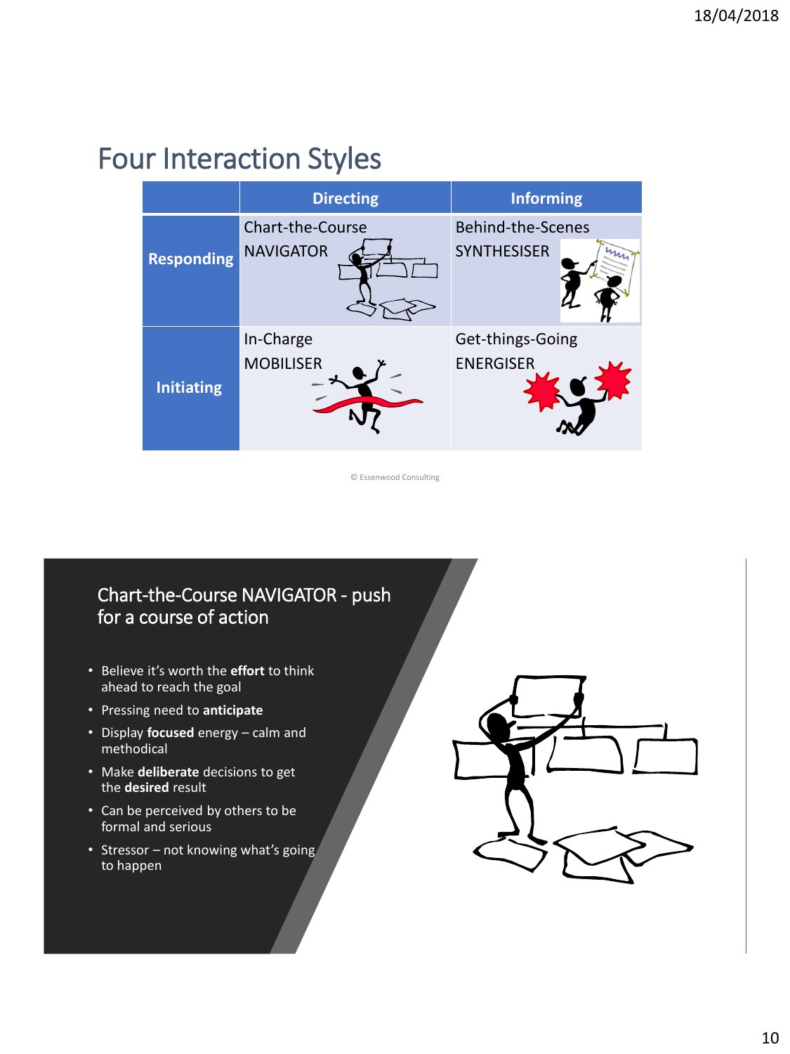## Four Interaction Styles

| | Directing | Informing |
|---|---|---|
| **Responding** | Chart-the-Course NAVIGATOR | Behind-the-Scenes SYNTHESISER |
| **Initiating** | In-Charge MOBILISER | Get-things-Going ENERGISER |

© Essenwood Consulting

## Chart-the-Course NAVIGATOR - push for a course of action

- Believe it's worth the **effort** to think ahead to reach the goal
- Pressing need to **anticipate**
- Display **focused** energy – calm and methodical
- Make **deliberate** decisions to get the **desired** result
- Can be perceived by others to be formal and serious
- Stressor – not knowing what's going to happen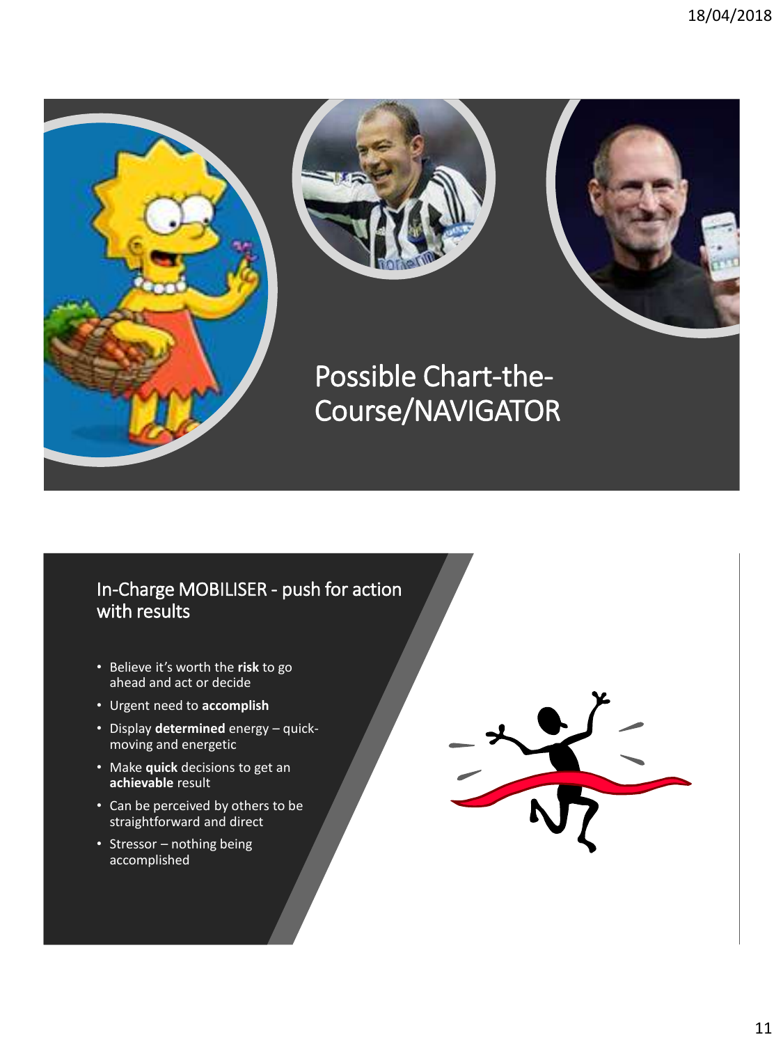## Possible Chart-the-Course/NAVIGATOR

## In-Charge MOBILISER - push for action with results

- Believe it's worth the **risk** to go ahead and act or decide
- Urgent need to **accomplish**
- Display **determined** energy – quick-moving and energetic
- Make **quick** decisions to get an **achievable** result
- Can be perceived by others to be straightforward and direct
- Stressor – nothing being accomplished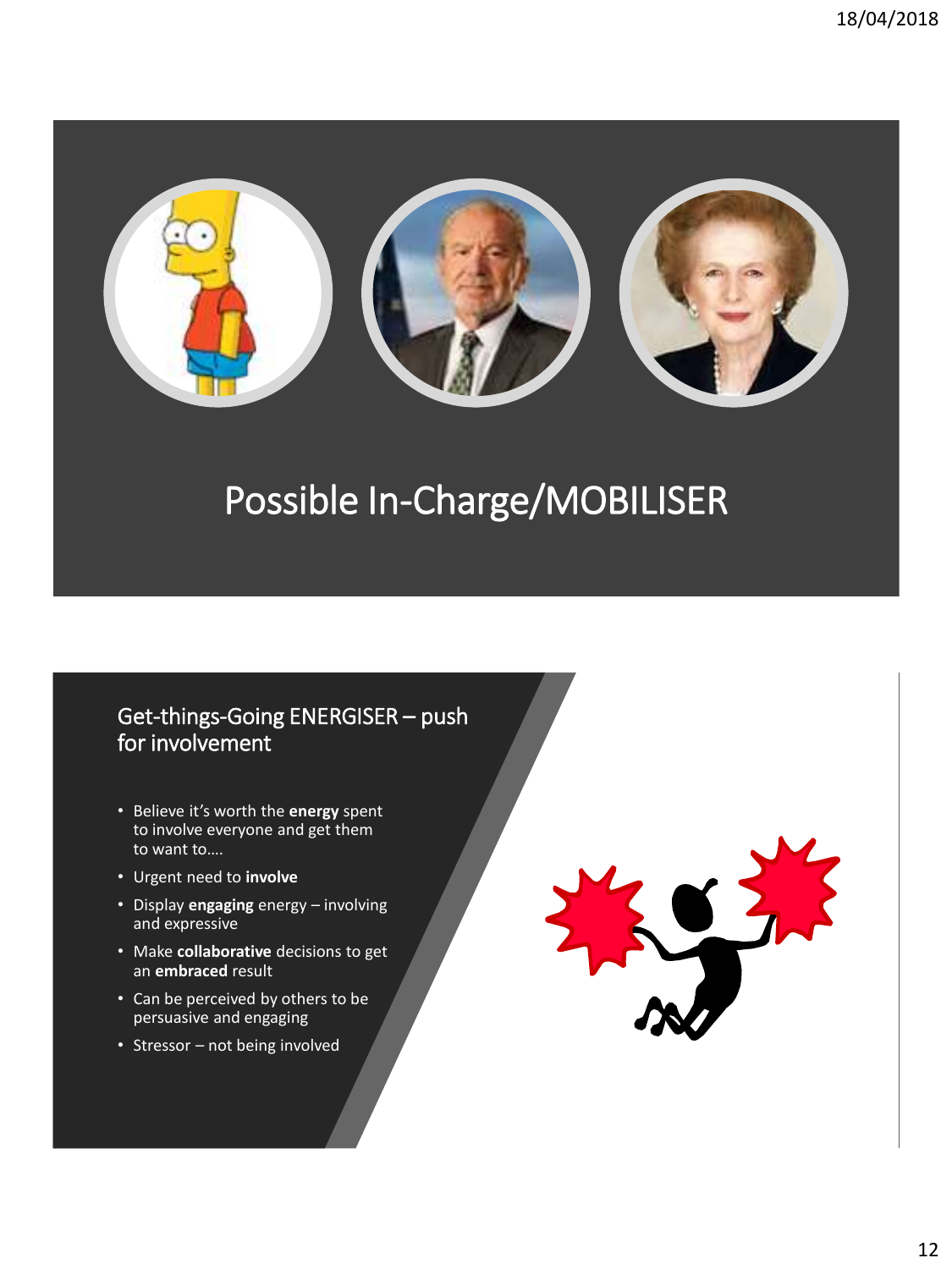# Possible In-Charge/MOBILISER

## Get-things-Going ENERGISER – push for involvement

- Believe it's worth the **energy** spent to involve everyone and get them to want to….
- Urgent need to **involve**
- Display **engaging** energy – involving and expressive
- Make **collaborative** decisions to get an **embraced** result
- Can be perceived by others to be persuasive and engaging
- Stressor – not being involved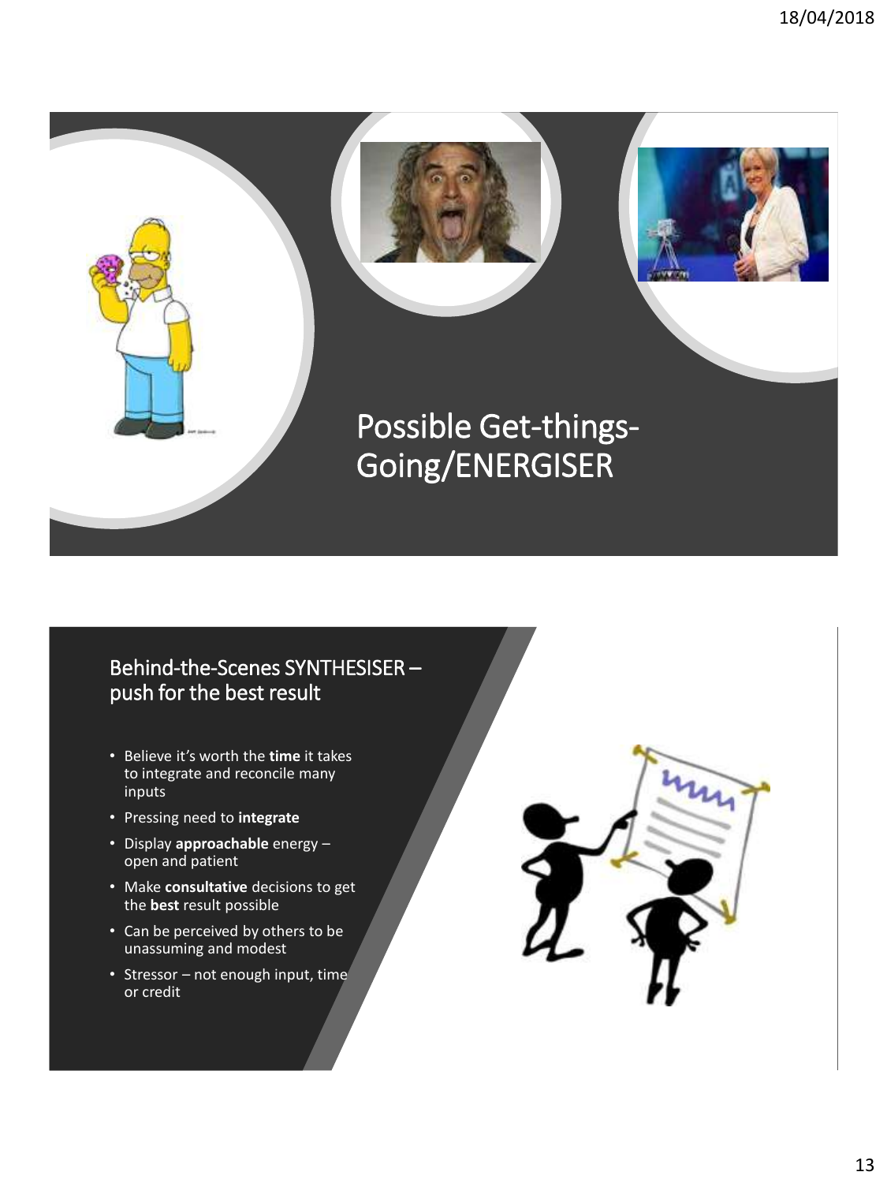## Possible Get-things-Going/ENERGISER

## Behind-the-Scenes SYNTHESISER – push for the best result

- Believe it's worth the **time** it takes to integrate and reconcile many inputs
- Pressing need to **integrate**
- Display **approachable** energy – open and patient
- Make **consultative** decisions to get the **best** result possible
- Can be perceived by others to be unassuming and modest
- Stressor – not enough input, time or credit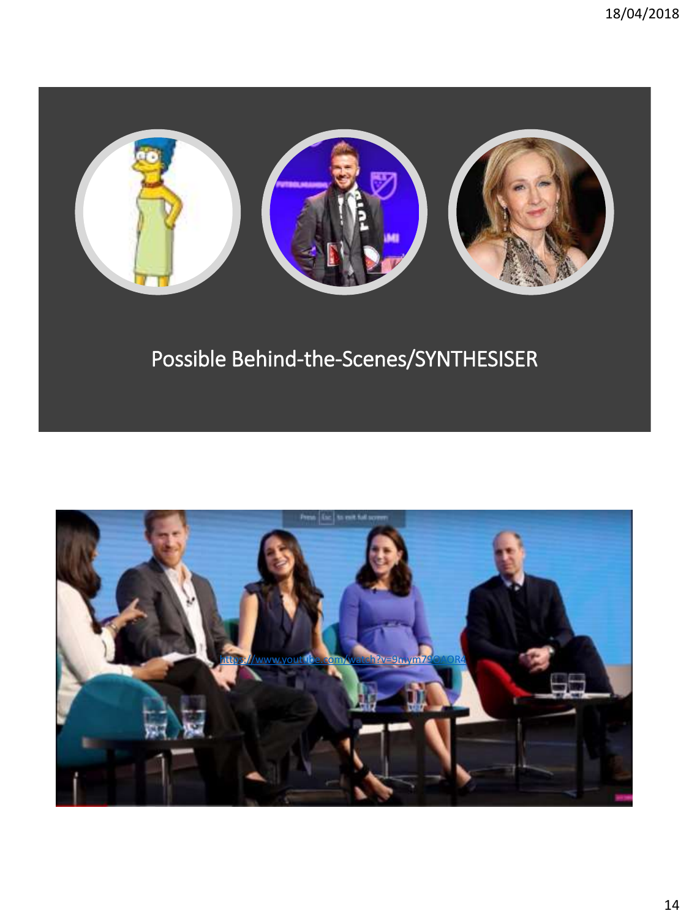Possible Behind-the-Scenes/SYNTHESISER

https://www.youtube.com/watch?v=9nym79QAOR4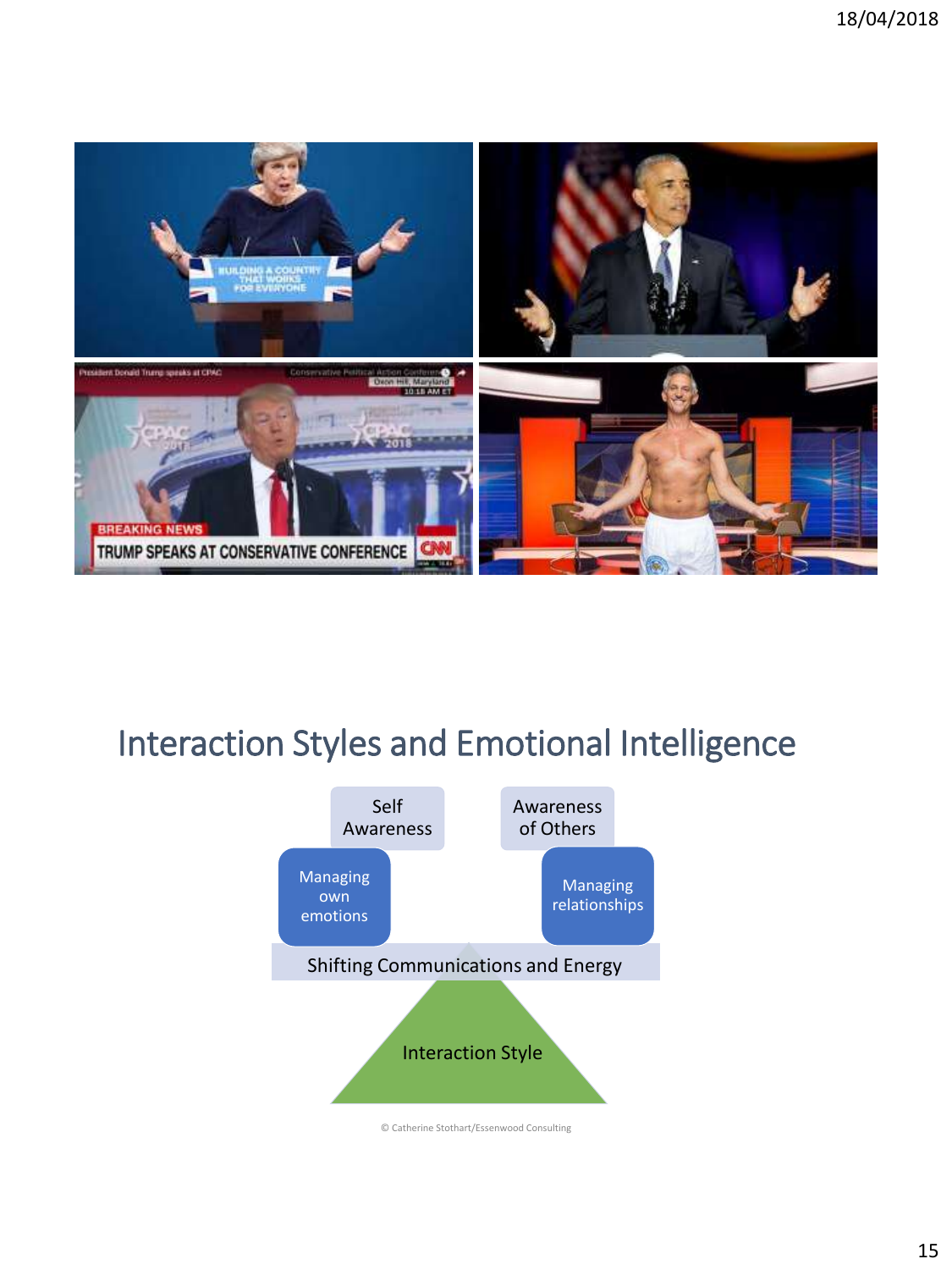# Interaction Styles and Emotional Intelligence

- Self Awareness
- Awareness of Others
- Managing own emotions
- Managing relationships
- Shifting Communications and Energy
- Interaction Style

© Catherine Stothart/Essenwood Consulting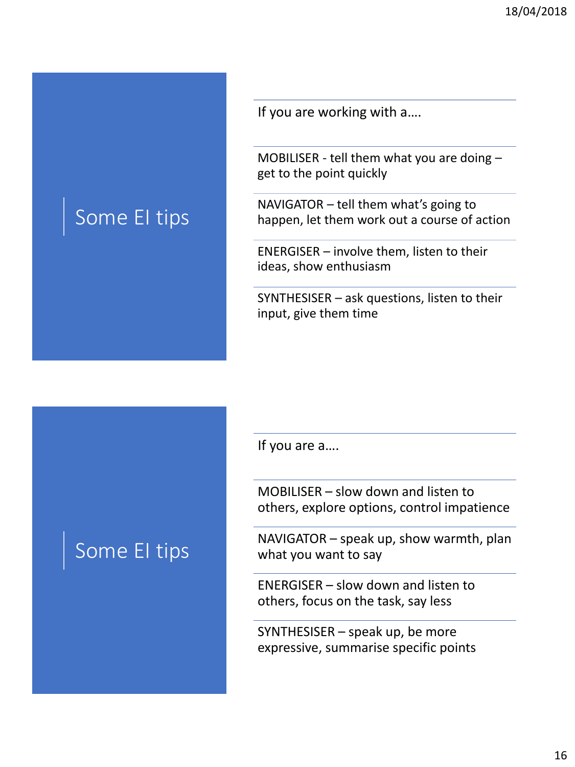## Some EI tips

If you are working with a….

MOBILISER - tell them what you are doing – get to the point quickly

NAVIGATOR – tell them what's going to happen, let them work out a course of action

ENERGISER – involve them, listen to their ideas, show enthusiasm

SYNTHESISER – ask questions, listen to their input, give them time

## Some EI tips

If you are a….

MOBILISER – slow down and listen to others, explore options, control impatience

NAVIGATOR – speak up, show warmth, plan what you want to say

ENERGISER – slow down and listen to others, focus on the task, say less

SYNTHESISER – speak up, be more expressive, summarise specific points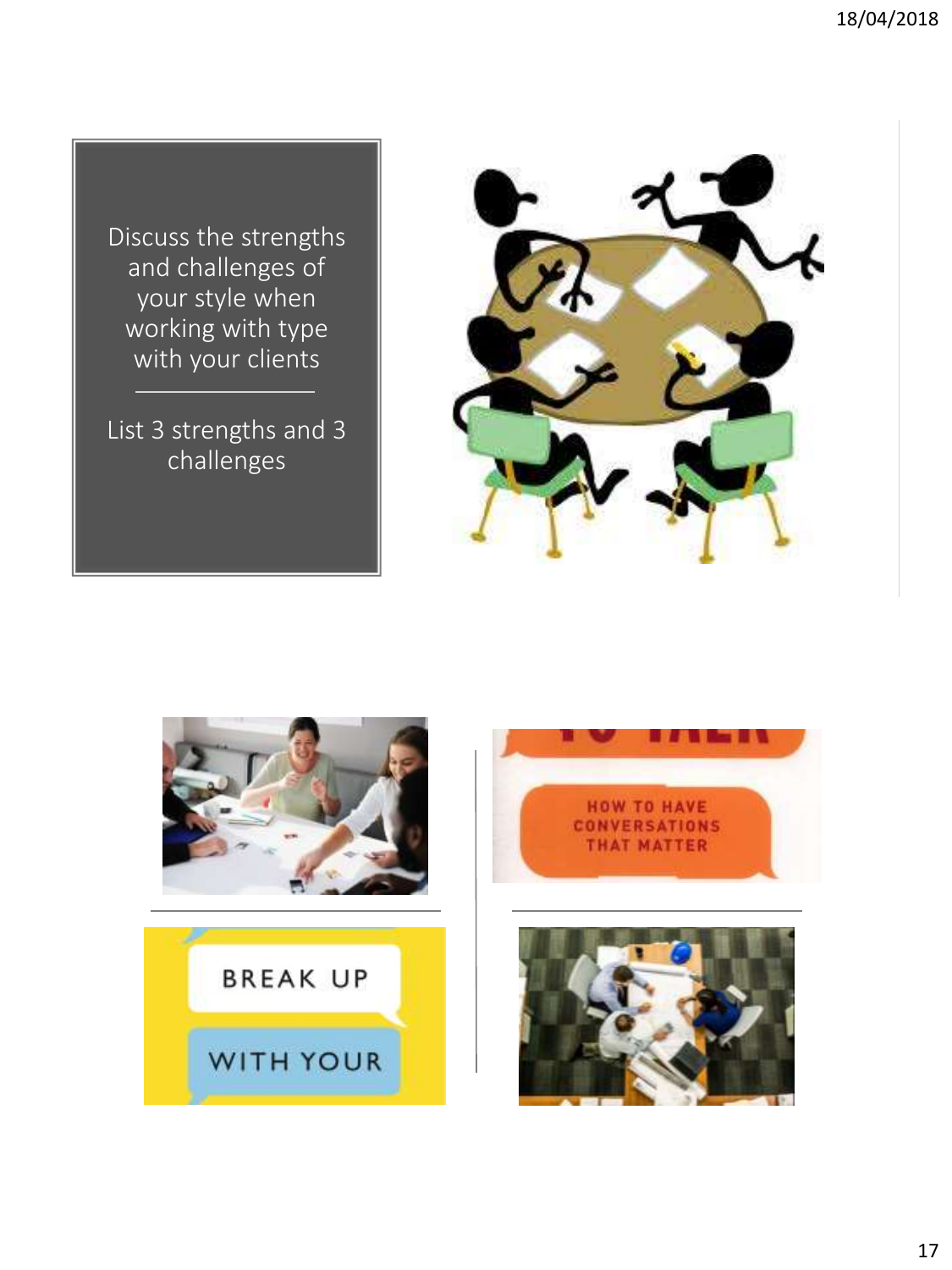Discuss the strengths and challenges of your style when working with type with your clients

List 3 strengths and 3 challenges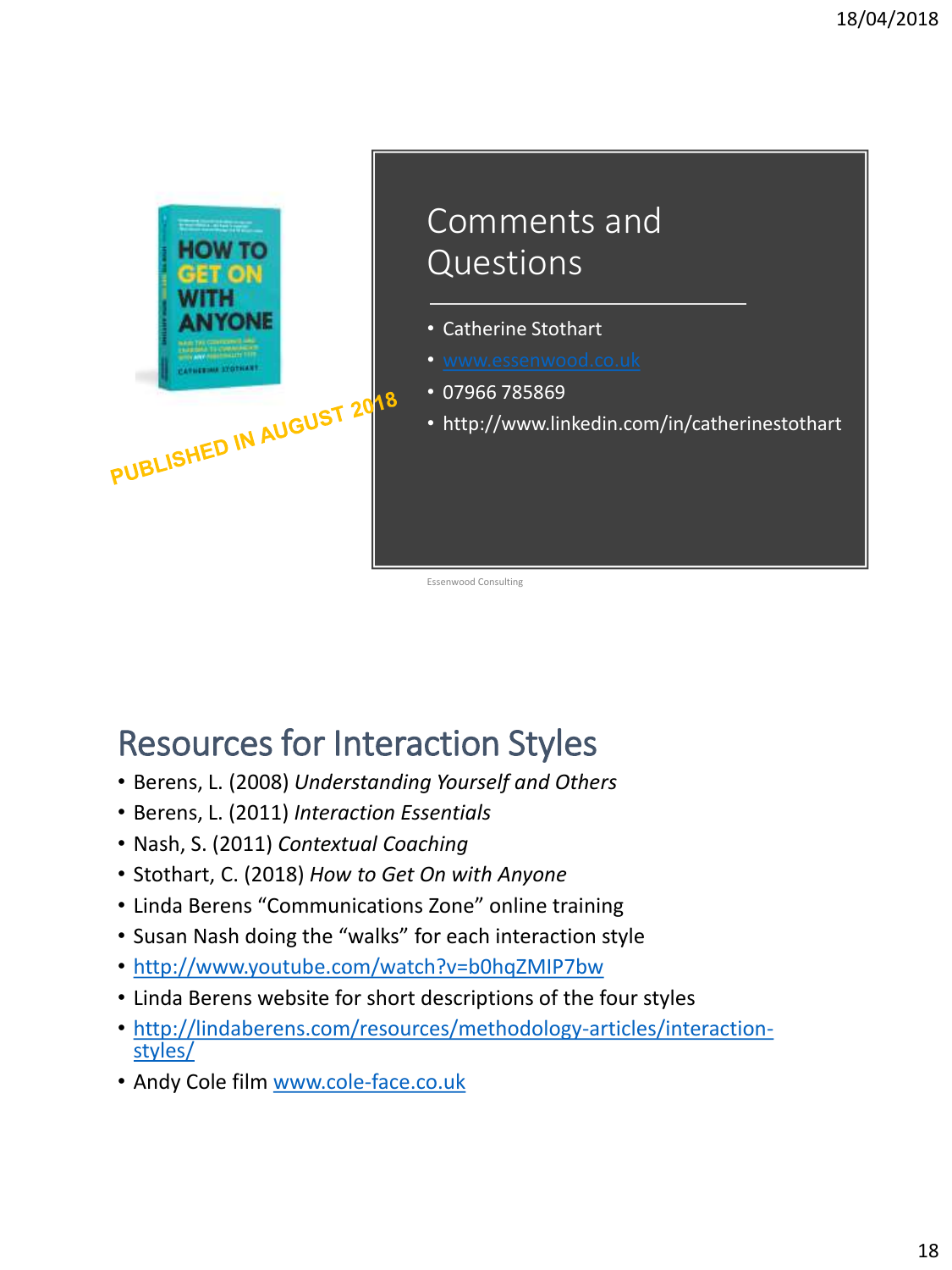PUBLISHED IN AUGUST 2018

## Comments and Questions

- Catherine Stothart
- www.essenwood.co.uk
- 07966 785869
- http://www.linkedin.com/in/catherinestothart

Essenwood Consulting

## Resources for Interaction Styles

- Berens, L. (2008) *Understanding Yourself and Others*
- Berens, L. (2011) *Interaction Essentials*
- Nash, S. (2011) *Contextual Coaching*
- Stothart, C. (2018) *How to Get On with Anyone*
- Linda Berens “Communications Zone” online training
- Susan Nash doing the “walks” for each interaction style
- http://www.youtube.com/watch?v=b0hqZMIP7bw
- Linda Berens website for short descriptions of the four styles
- http://lindaberens.com/resources/methodology-articles/interaction-styles/
- Andy Cole film www.cole-face.co.uk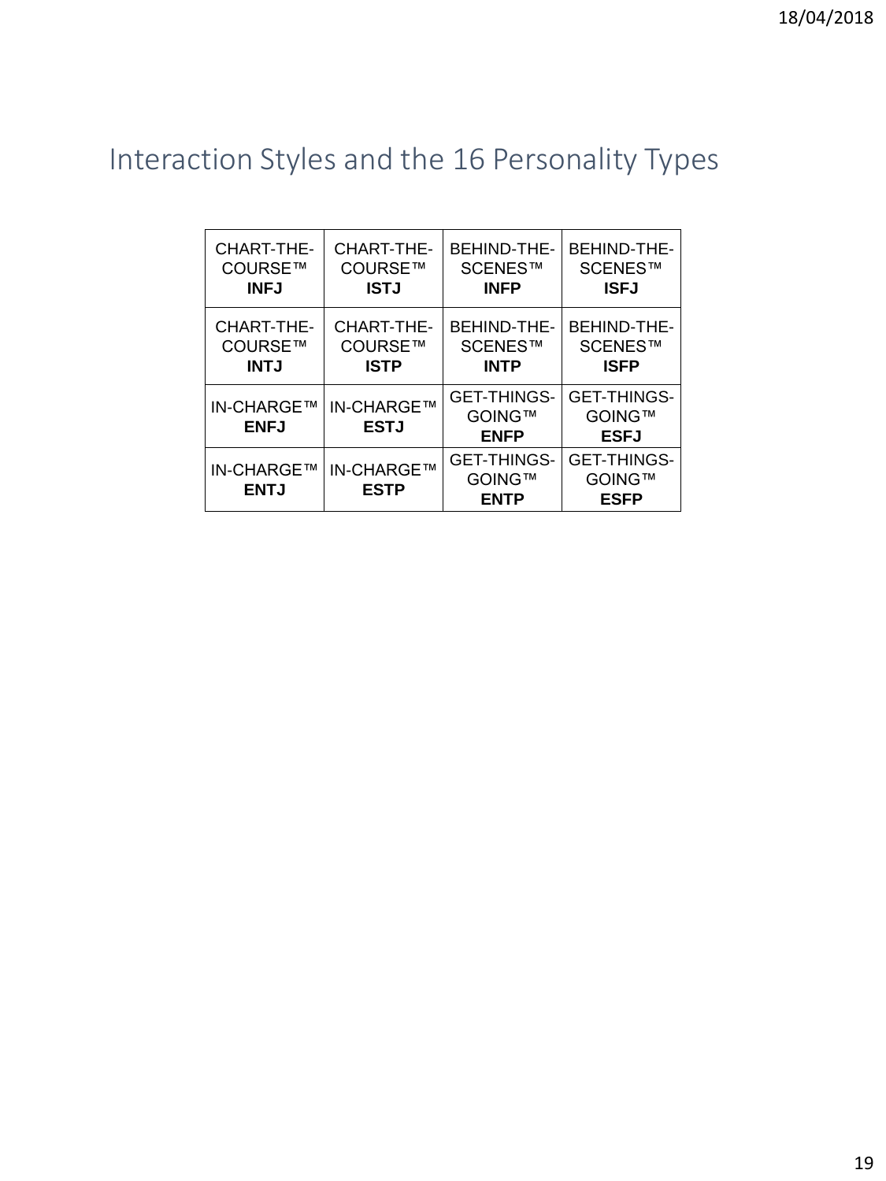# Interaction Styles and the 16 Personality Types

| | | | |
|---|---|---|---|
| CHART-THE-COURSE™ **INFJ** | CHART-THE-COURSE™ **ISTJ** | BEHIND-THE-SCENES™ **INFP** | BEHIND-THE-SCENES™ **ISFJ** |
| CHART-THE-COURSE™ **INTJ** | CHART-THE-COURSE™ **ISTP** | BEHIND-THE-SCENES™ **INTP** | BEHIND-THE-SCENES™ **ISFP** |
| IN-CHARGE™ **ENFJ** | IN-CHARGE™ **ESTJ** | GET-THINGS-GOING™ **ENFP** | GET-THINGS-GOING™ **ESFJ** |
| IN-CHARGE™ **ENTJ** | IN-CHARGE™ **ESTP** | GET-THINGS-GOING™ **ENTP** | GET-THINGS-GOING™ **ESFP** |